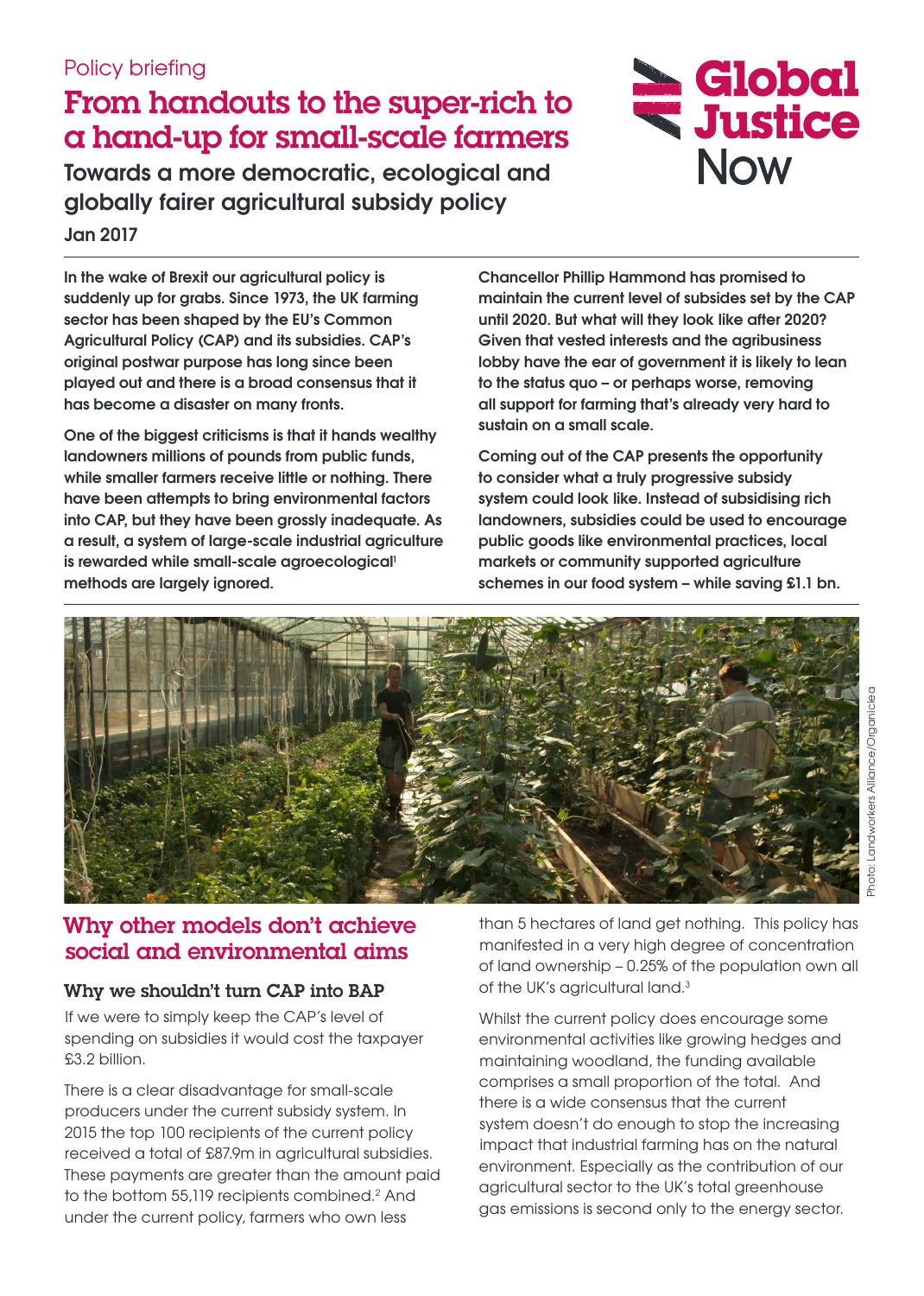Policy briefing

# From handouts to the super-rich to a hand-up for small-scale farmers

## Towards a more democratic, ecological and globally fairer agricultural subsidy policy

Jan 2017

**In the wake of Brexit our agricultural policy is suddenly up for grabs. Since 1973, the UK farming sector has been shaped by the EU's Common Agricultural Policy (CAP) and its subsidies. CAP's original postwar purpose has long since been played out and there is a broad consensus that it has become a disaster on many fronts.**

**One of the biggest criticisms is that it hands wealthy landowners millions of pounds from public funds, while smaller farmers receive little or nothing. There have been attempts to bring environmental factors into CAP, but they have been grossly inadequate. As a result, a system of large-scale industrial agriculture is rewarded while small-scale agroecological[1] methods are largely ignored.**

**Chancellor Phillip Hammond has promised to maintain the current level of subsides set by the CAP until 2020. But what will they look like after 2020? Given that vested interests and the agribusiness lobby have the ear of government it is likely to lean to the status quo – or perhaps worse, removing all support for farming that's already very hard to sustain on a small scale.**

**Coming out of the CAP presents the opportunity to consider what a truly progressive subsidy system could look like. Instead of subsidising rich landowners, subsidies could be used to encourage public goods like environmental practices, local markets or community supported agriculture schemes in our food system – while saving £1.1 bn.**

Photo: Landworkers Alliance/Organiclea

## Why other models don't achieve social and environmental aims

### Why we shouldn't turn CAP into BAP

If we were to simply keep the CAP's level of spending on subsidies it would cost the taxpayer £3.2 billion.

There is a clear disadvantage for small-scale producers under the current subsidy system. In 2015 the top 100 recipients of the current policy received a total of £87.9m in agricultural subsidies. These payments are greater than the amount paid to the bottom 55,119 recipients combined.[2] And under the current policy, farmers who own less than 5 hectares of land get nothing. This policy has manifested in a very high degree of concentration of land ownership – 0.25% of the population own all of the UK's agricultural land.[3]

Whilst the current policy does encourage some environmental activities like growing hedges and maintaining woodland, the funding available comprises a small proportion of the total. And there is a wide consensus that the current system doesn't do enough to stop the increasing impact that industrial farming has on the natural environment. Especially as the contribution of our agricultural sector to the UK's total greenhouse gas emissions is second only to the energy sector.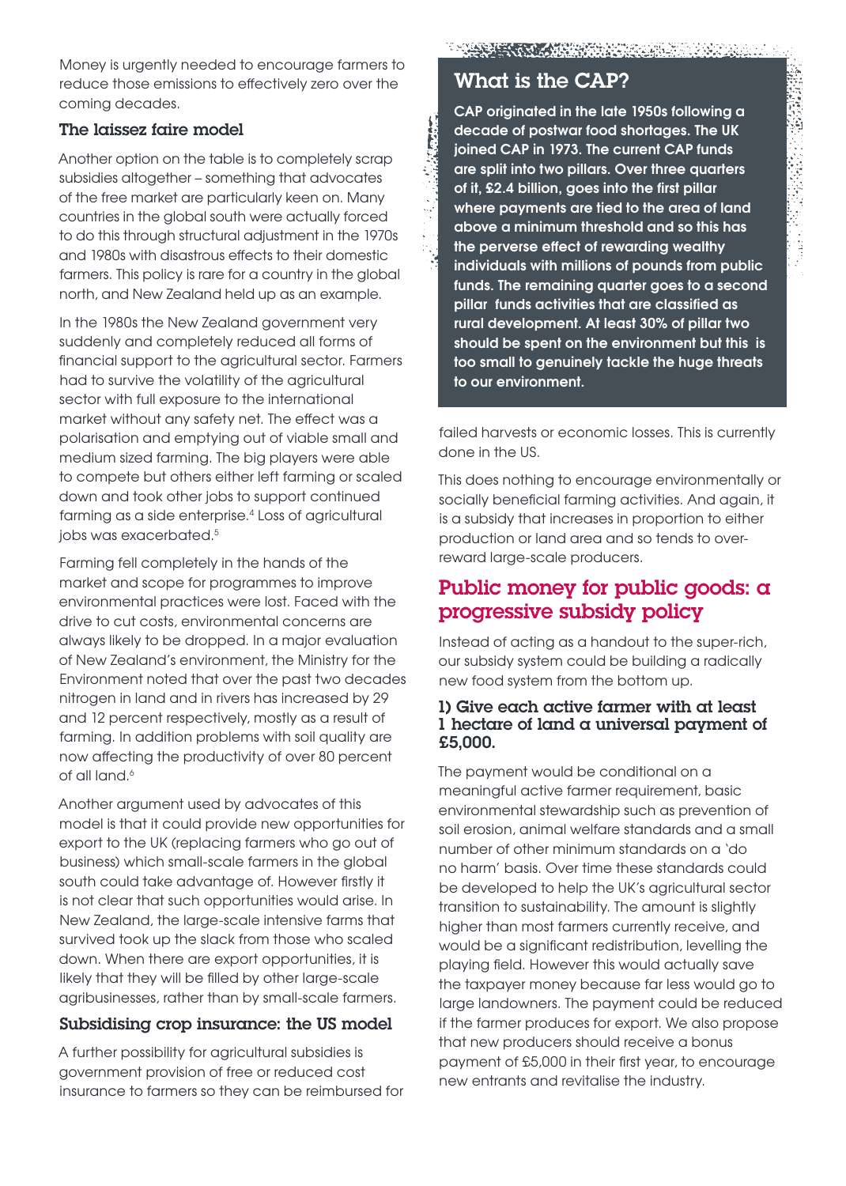Money is urgently needed to encourage farmers to reduce those emissions to effectively zero over the coming decades.

### The laissez faire model

Another option on the table is to completely scrap subsidies altogether – something that advocates of the free market are particularly keen on. Many countries in the global south were actually forced to do this through structural adjustment in the 1970s and 1980s with disastrous effects to their domestic farmers. This policy is rare for a country in the global north, and New Zealand held up as an example.

In the 1980s the New Zealand government very suddenly and completely reduced all forms of financial support to the agricultural sector. Farmers had to survive the volatility of the agricultural sector with full exposure to the international market without any safety net. The effect was a polarisation and emptying out of viable small and medium sized farming. The big players were able to compete but others either left farming or scaled down and took other jobs to support continued farming as a side enterprise.[4] Loss of agricultural jobs was exacerbated.[5]

Farming fell completely in the hands of the market and scope for programmes to improve environmental practices were lost. Faced with the drive to cut costs, environmental concerns are always likely to be dropped. In a major evaluation of New Zealand's environment, the Ministry for the Environment noted that over the past two decades nitrogen in land and in rivers has increased by 29 and 12 percent respectively, mostly as a result of farming. In addition problems with soil quality are now affecting the productivity of over 80 percent of all land.[6]

Another argument used by advocates of this model is that it could provide new opportunities for export to the UK (replacing farmers who go out of business) which small-scale farmers in the global south could take advantage of. However firstly it is not clear that such opportunities would arise. In New Zealand, the large-scale intensive farms that survived took up the slack from those who scaled down. When there are export opportunities, it is likely that they will be filled by other large-scale agribusinesses, rather than by small-scale farmers.

### Subsidising crop insurance: the US model

A further possibility for agricultural subsidies is government provision of free or reduced cost insurance to farmers so they can be reimbursed for failed harvests or economic losses. This is currently done in the US.

This does nothing to encourage environmentally or socially beneficial farming activities. And again, it is a subsidy that increases in proportion to either production or land area and so tends to over-reward large-scale producers.

## What is the CAP?

**CAP originated in the late 1950s following a decade of postwar food shortages. The UK joined CAP in 1973. The current CAP funds are split into two pillars. Over three quarters of it, £2.4 billion, goes into the first pillar where payments are tied to the area of land above a minimum threshold and so this has the perverse effect of rewarding wealthy individuals with millions of pounds from public funds. The remaining quarter goes to a second pillar funds activities that are classified as rural development. At least 30% of pillar two should be spent on the environment but this is too small to genuinely tackle the huge threats to our environment.**

## Public money for public goods: a progressive subsidy policy

Instead of acting as a handout to the super-rich, our subsidy system could be building a radically new food system from the bottom up.

### 1) Give each active farmer with at least 1 hectare of land a universal payment of £5,000.

The payment would be conditional on a meaningful active farmer requirement, basic environmental stewardship such as prevention of soil erosion, animal welfare standards and a small number of other minimum standards on a 'do no harm' basis. Over time these standards could be developed to help the UK's agricultural sector transition to sustainability. The amount is slightly higher than most farmers currently receive, and would be a significant redistribution, levelling the playing field. However this would actually save the taxpayer money because far less would go to large landowners. The payment could be reduced if the farmer produces for export. We also propose that new producers should receive a bonus payment of £5,000 in their first year, to encourage new entrants and revitalise the industry.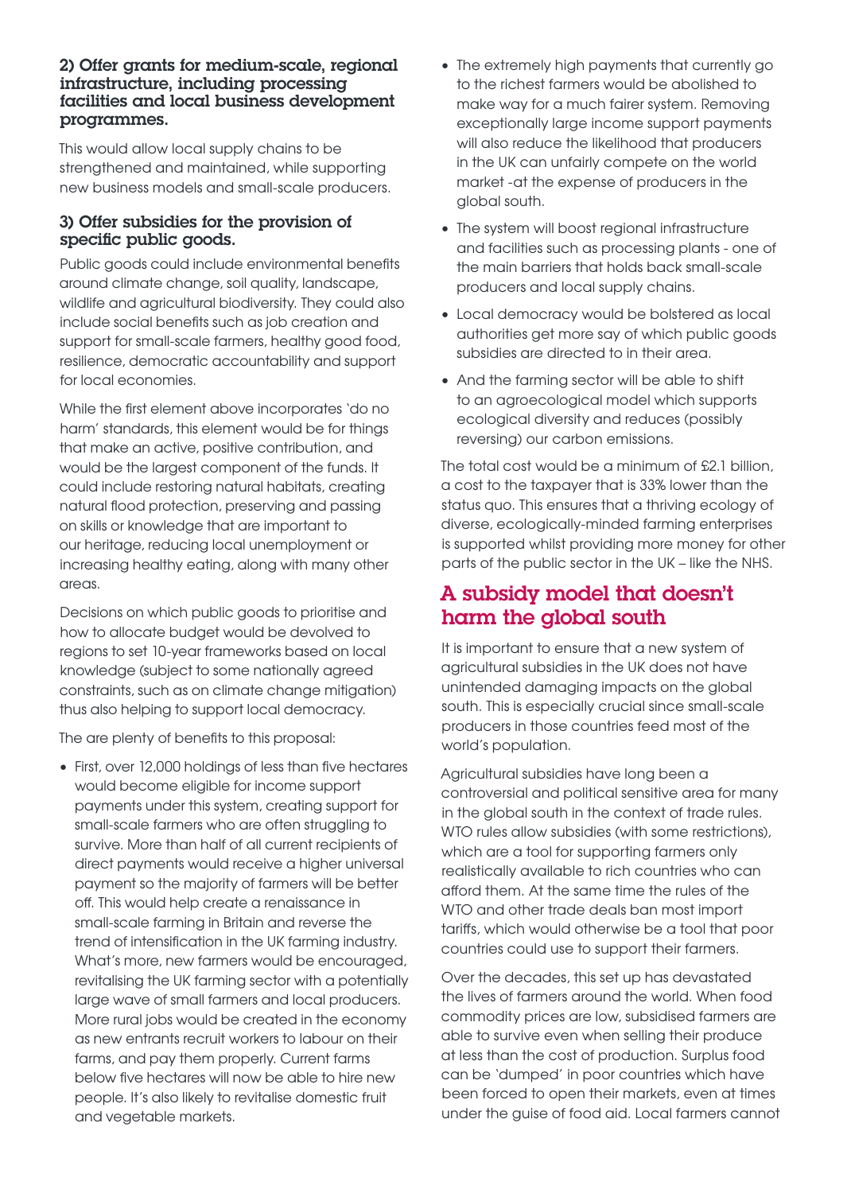**2) Offer grants for medium-scale, regional infrastructure, including processing facilities and local business development programmes.**

This would allow local supply chains to be strengthened and maintained, while supporting new business models and small-scale producers.

**3) Offer subsidies for the provision of specific public goods.**

Public goods could include environmental benefits around climate change, soil quality, landscape, wildlife and agricultural biodiversity. They could also include social benefits such as job creation and support for small-scale farmers, healthy good food, resilience, democratic accountability and support for local economies.

While the first element above incorporates 'do no harm' standards, this element would be for things that make an active, positive contribution, and would be the largest component of the funds. It could include restoring natural habitats, creating natural flood protection, preserving and passing on skills or knowledge that are important to our heritage, reducing local unemployment or increasing healthy eating, along with many other areas.

Decisions on which public goods to prioritise and how to allocate budget would be devolved to regions to set 10-year frameworks based on local knowledge (subject to some nationally agreed constraints, such as on climate change mitigation) thus also helping to support local democracy.

The are plenty of benefits to this proposal:

- First, over 12,000 holdings of less than five hectares would become eligible for income support payments under this system, creating support for small-scale farmers who are often struggling to survive. More than half of all current recipients of direct payments would receive a higher universal payment so the majority of farmers will be better off. This would help create a renaissance in small-scale farming in Britain and reverse the trend of intensification in the UK farming industry. What's more, new farmers would be encouraged, revitalising the UK farming sector with a potentially large wave of small farmers and local producers. More rural jobs would be created in the economy as new entrants recruit workers to labour on their farms, and pay them properly. Current farms below five hectares will now be able to hire new people. It's also likely to revitalise domestic fruit and vegetable markets.
- The extremely high payments that currently go to the richest farmers would be abolished to make way for a much fairer system. Removing exceptionally large income support payments will also reduce the likelihood that producers in the UK can unfairly compete on the world market -at the expense of producers in the global south.
- The system will boost regional infrastructure and facilities such as processing plants - one of the main barriers that holds back small-scale producers and local supply chains.
- Local democracy would be bolstered as local authorities get more say of which public goods subsidies are directed to in their area.
- And the farming sector will be able to shift to an agroecological model which supports ecological diversity and reduces (possibly reversing) our carbon emissions.

The total cost would be a minimum of £2.1 billion, a cost to the taxpayer that is 33% lower than the status quo. This ensures that a thriving ecology of diverse, ecologically-minded farming enterprises is supported whilst providing more money for other parts of the public sector in the UK – like the NHS.

## A subsidy model that doesn't harm the global south

It is important to ensure that a new system of agricultural subsidies in the UK does not have unintended damaging impacts on the global south. This is especially crucial since small-scale producers in those countries feed most of the world's population.

Agricultural subsidies have long been a controversial and political sensitive area for many in the global south in the context of trade rules. WTO rules allow subsidies (with some restrictions), which are a tool for supporting farmers only realistically available to rich countries who can afford them. At the same time the rules of the WTO and other trade deals ban most import tariffs, which would otherwise be a tool that poor countries could use to support their farmers.

Over the decades, this set up has devastated the lives of farmers around the world. When food commodity prices are low, subsidised farmers are able to survive even when selling their produce at less than the cost of production. Surplus food can be 'dumped' in poor countries which have been forced to open their markets, even at times under the guise of food aid. Local farmers cannot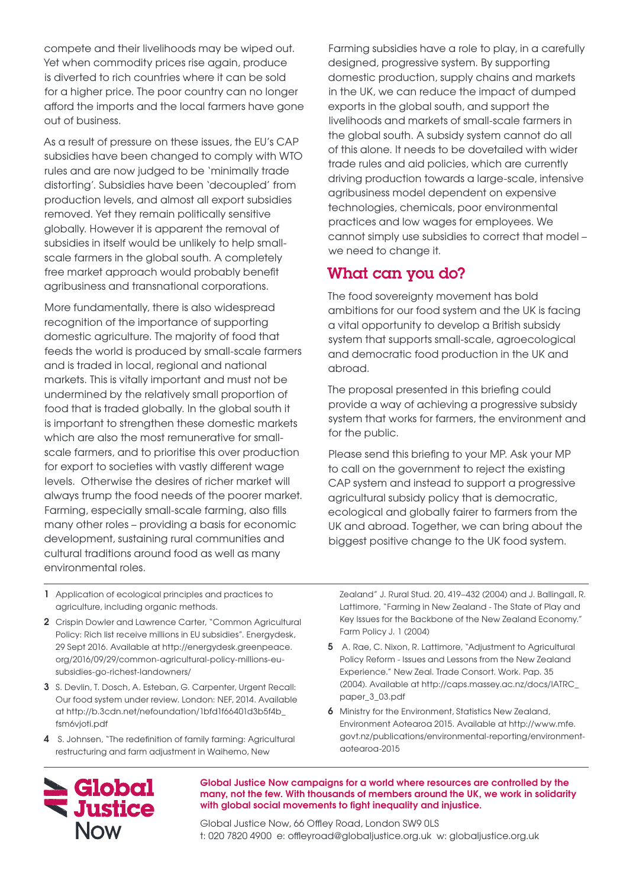compete and their livelihoods may be wiped out. Yet when commodity prices rise again, produce is diverted to rich countries where it can be sold for a higher price. The poor country can no longer afford the imports and the local farmers have gone out of business.

As a result of pressure on these issues, the EU's CAP subsidies have been changed to comply with WTO rules and are now judged to be 'minimally trade distorting'. Subsidies have been 'decoupled' from production levels, and almost all export subsidies removed. Yet they remain politically sensitive globally. However it is apparent the removal of subsidies in itself would be unlikely to help small-scale farmers in the global south. A completely free market approach would probably benefit agribusiness and transnational corporations.

More fundamentally, there is also widespread recognition of the importance of supporting domestic agriculture. The majority of food that feeds the world is produced by small-scale farmers and is traded in local, regional and national markets. This is vitally important and must not be undermined by the relatively small proportion of food that is traded globally. In the global south it is important to strengthen these domestic markets which are also the most remunerative for small-scale farmers, and to prioritise this over production for export to societies with vastly different wage levels. Otherwise the desires of richer market will always trump the food needs of the poorer market. Farming, especially small-scale farming, also fills many other roles – providing a basis for economic development, sustaining rural communities and cultural traditions around food as well as many environmental roles.

Farming subsidies have a role to play, in a carefully designed, progressive system. By supporting domestic production, supply chains and markets in the UK, we can reduce the impact of dumped exports in the global south, and support the livelihoods and markets of small-scale farmers in the global south. A subsidy system cannot do all of this alone. It needs to be dovetailed with wider trade rules and aid policies, which are currently driving production towards a large-scale, intensive agribusiness model dependent on expensive technologies, chemicals, poor environmental practices and low wages for employees. We cannot simply use subsidies to correct that model – we need to change it.

## What can you do?

The food sovereignty movement has bold ambitions for our food system and the UK is facing a vital opportunity to develop a British subsidy system that supports small-scale, agroecological and democratic food production in the UK and abroad.

The proposal presented in this briefing could provide a way of achieving a progressive subsidy system that works for farmers, the environment and for the public.

Please send this briefing to your MP. Ask your MP to call on the government to reject the existing CAP system and instead to support a progressive agricultural subsidy policy that is democratic, ecological and globally fairer to farmers from the UK and abroad. Together, we can bring about the biggest positive change to the UK food system.

---

1. Application of ecological principles and practices to agriculture, including organic methods.
2. Crispin Dowler and Lawrence Carter, "Common Agricultural Policy: Rich list receive millions in EU subsidies". Energydesk, 29 Sept 2016. Available at http://energydesk.greenpeace.org/2016/09/29/common-agricultural-policy-millions-eu-subsidies-go-richest-landowners/
3. S. Devlin, T. Dosch, A. Esteban, G. Carpenter, Urgent Recall: Our food system under review. London: NEF, 2014. Available at http://b.3cdn.net/nefoundation/1bfd1f66401d3b5f4b_fsm6vjoti.pdf
4. S. Johnsen, "The redefinition of family farming: Agricultural restructuring and farm adjustment in Waihemo, New Zealand" J. Rural Stud. 20, 419–432 (2004) and J. Ballingall, R. Lattimore, "Farming in New Zealand - The State of Play and Key Issues for the Backbone of the New Zealand Economy." Farm Policy J. 1 (2004)
5. A. Rae, C. Nixon, R. Lattimore, "Adjustment to Agricultural Policy Reform - Issues and Lessons from the New Zealand Experience." New Zeal. Trade Consort. Work. Pap. 35 (2004). Available at http://caps.massey.ac.nz/docs/IATRC_paper_3_03.pdf
6. Ministry for the Environment, Statistics New Zealand, Environment Aotearoa 2015. Available at http://www.mfe.govt.nz/publications/environmental-reporting/environment-aotearoa-2015

---

**Global Justice Now**

**Global Justice Now campaigns for a world where resources are controlled by the many, not the few. With thousands of members around the UK, we work in solidarity with global social movements to fight inequality and injustice.**

Global Justice Now, 66 Offley Road, London SW9 0LS
t: 020 7820 4900 e: offleyroad@globaljustice.org.uk w: globaljustice.org.uk